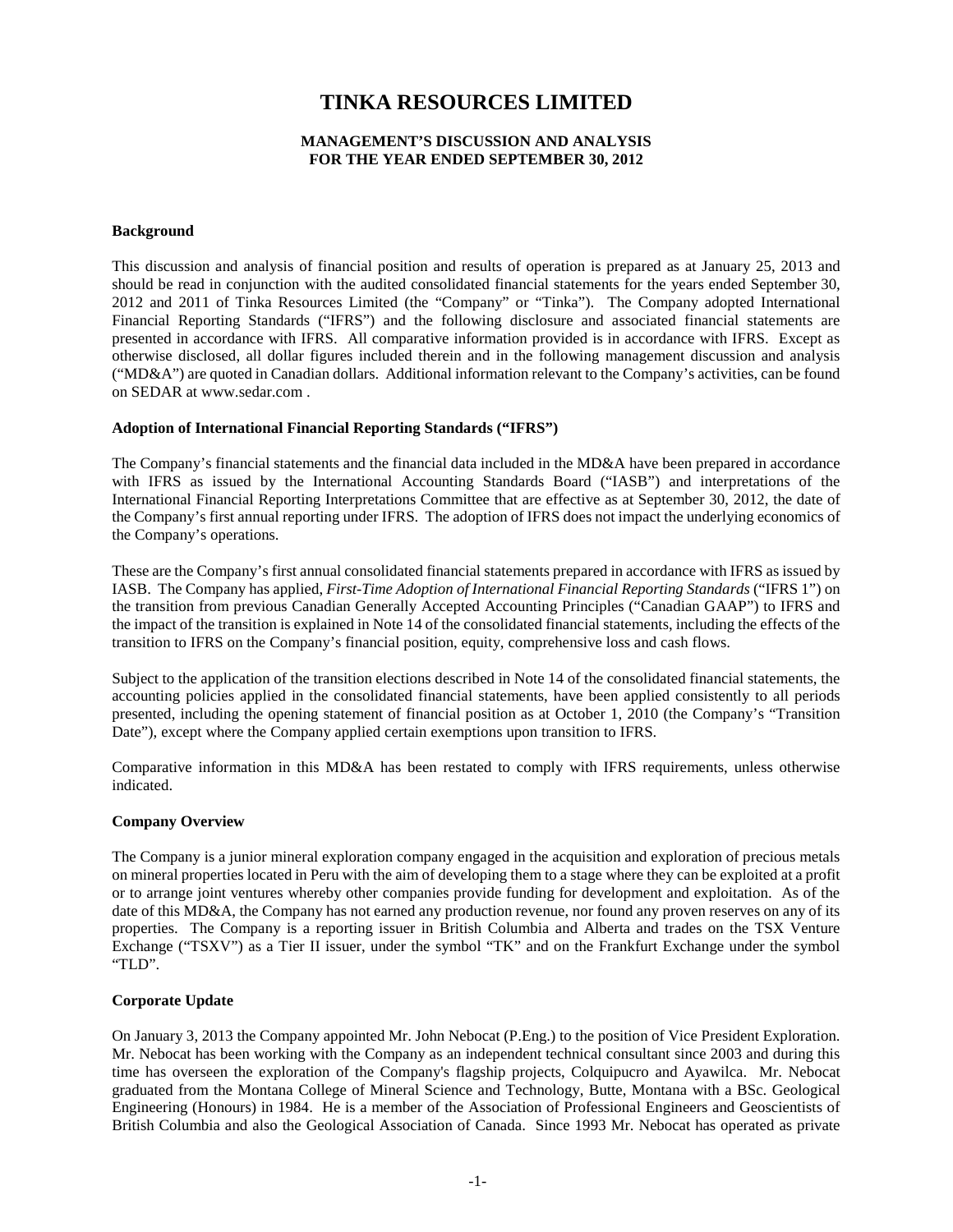# TINKA RESOURCES LIMITED

## MANAGEMENT'S DISCUSSION AND ANALYSIS
## FOR THE YEAR ENDED SEPTEMBER 30, 2012

### Background

This discussion and analysis of financial position and results of operation is prepared as at January 25, 2013 and should be read in conjunction with the audited consolidated financial statements for the years ended September 30, 2012 and 2011 of Tinka Resources Limited (the "Company" or "Tinka"). The Company adopted International Financial Reporting Standards ("IFRS") and the following disclosure and associated financial statements are presented in accordance with IFRS. All comparative information provided is in accordance with IFRS. Except as otherwise disclosed, all dollar figures included therein and in the following management discussion and analysis ("MD&A") are quoted in Canadian dollars. Additional information relevant to the Company's activities, can be found on SEDAR at www.sedar.com .

### Adoption of International Financial Reporting Standards ("IFRS")

The Company's financial statements and the financial data included in the MD&A have been prepared in accordance with IFRS as issued by the International Accounting Standards Board ("IASB") and interpretations of the International Financial Reporting Interpretations Committee that are effective as at September 30, 2012, the date of the Company's first annual reporting under IFRS. The adoption of IFRS does not impact the underlying economics of the Company's operations.

These are the Company's first annual consolidated financial statements prepared in accordance with IFRS as issued by IASB. The Company has applied, *First-Time Adoption of International Financial Reporting Standards* ("IFRS 1") on the transition from previous Canadian Generally Accepted Accounting Principles ("Canadian GAAP") to IFRS and the impact of the transition is explained in Note 14 of the consolidated financial statements, including the effects of the transition to IFRS on the Company's financial position, equity, comprehensive loss and cash flows.

Subject to the application of the transition elections described in Note 14 of the consolidated financial statements, the accounting policies applied in the consolidated financial statements, have been applied consistently to all periods presented, including the opening statement of financial position as at October 1, 2010 (the Company's "Transition Date"), except where the Company applied certain exemptions upon transition to IFRS.

Comparative information in this MD&A has been restated to comply with IFRS requirements, unless otherwise indicated.

### Company Overview

The Company is a junior mineral exploration company engaged in the acquisition and exploration of precious metals on mineral properties located in Peru with the aim of developing them to a stage where they can be exploited at a profit or to arrange joint ventures whereby other companies provide funding for development and exploitation. As of the date of this MD&A, the Company has not earned any production revenue, nor found any proven reserves on any of its properties. The Company is a reporting issuer in British Columbia and Alberta and trades on the TSX Venture Exchange ("TSXV") as a Tier II issuer, under the symbol "TK" and on the Frankfurt Exchange under the symbol "TLD".

### Corporate Update

On January 3, 2013 the Company appointed Mr. John Nebocat (P.Eng.) to the position of Vice President Exploration. Mr. Nebocat has been working with the Company as an independent technical consultant since 2003 and during this time has overseen the exploration of the Company's flagship projects, Colquipucro and Ayawilca. Mr. Nebocat graduated from the Montana College of Mineral Science and Technology, Butte, Montana with a BSc. Geological Engineering (Honours) in 1984. He is a member of the Association of Professional Engineers and Geoscientists of British Columbia and also the Geological Association of Canada. Since 1993 Mr. Nebocat has operated as private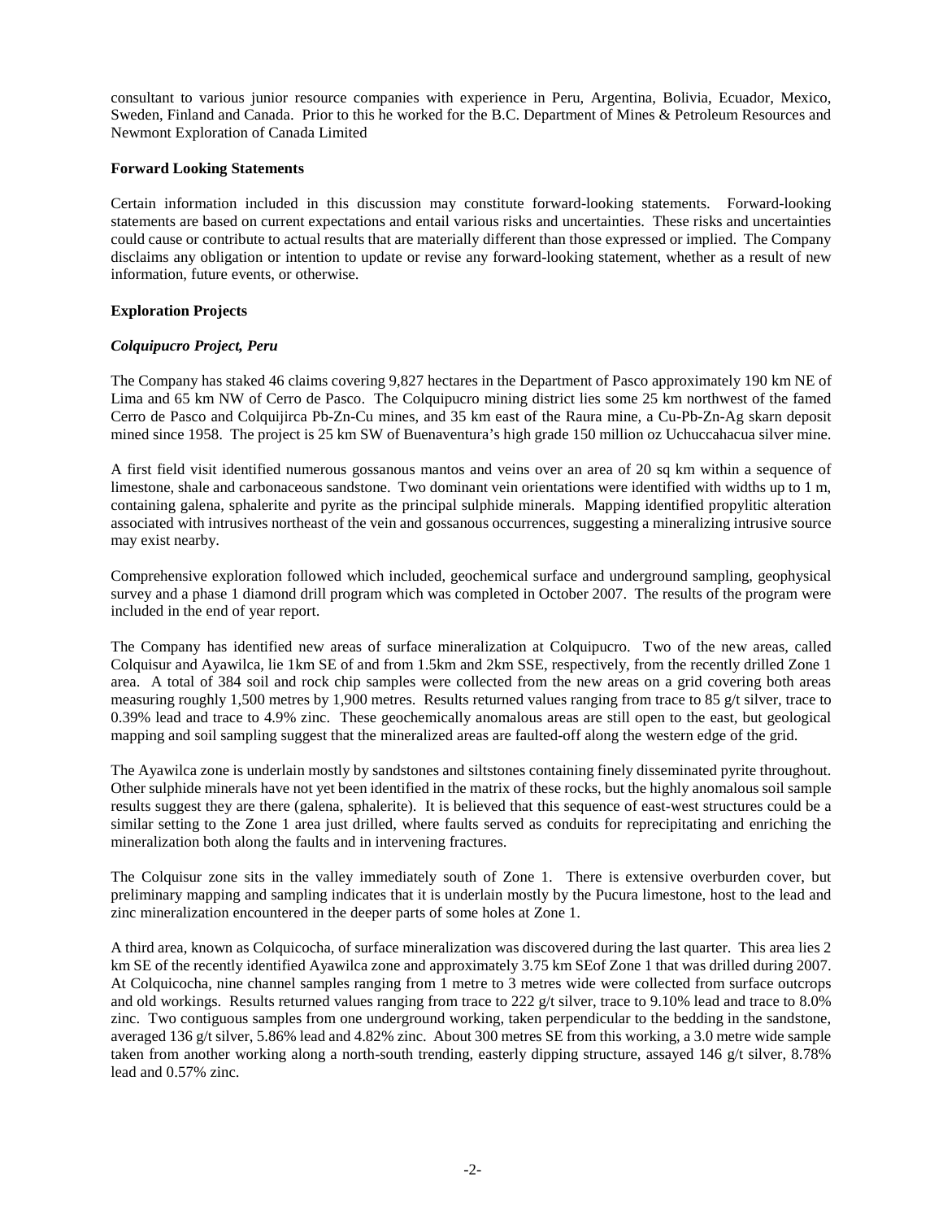consultant to various junior resource companies with experience in Peru, Argentina, Bolivia, Ecuador, Mexico, Sweden, Finland and Canada. Prior to this he worked for the B.C. Department of Mines & Petroleum Resources and Newmont Exploration of Canada Limited

**Forward Looking Statements**

Certain information included in this discussion may constitute forward-looking statements. Forward-looking statements are based on current expectations and entail various risks and uncertainties. These risks and uncertainties could cause or contribute to actual results that are materially different than those expressed or implied. The Company disclaims any obligation or intention to update or revise any forward-looking statement, whether as a result of new information, future events, or otherwise.

**Exploration Projects**

***Colquipucro Project, Peru***

The Company has staked 46 claims covering 9,827 hectares in the Department of Pasco approximately 190 km NE of Lima and 65 km NW of Cerro de Pasco. The Colquipucro mining district lies some 25 km northwest of the famed Cerro de Pasco and Colquijirca Pb-Zn-Cu mines, and 35 km east of the Raura mine, a Cu-Pb-Zn-Ag skarn deposit mined since 1958. The project is 25 km SW of Buenaventura's high grade 150 million oz Uchuccahacua silver mine.

A first field visit identified numerous gossanous mantos and veins over an area of 20 sq km within a sequence of limestone, shale and carbonaceous sandstone. Two dominant vein orientations were identified with widths up to 1 m, containing galena, sphalerite and pyrite as the principal sulphide minerals. Mapping identified propylitic alteration associated with intrusives northeast of the vein and gossanous occurrences, suggesting a mineralizing intrusive source may exist nearby.

Comprehensive exploration followed which included, geochemical surface and underground sampling, geophysical survey and a phase 1 diamond drill program which was completed in October 2007. The results of the program were included in the end of year report.

The Company has identified new areas of surface mineralization at Colquipucro. Two of the new areas, called Colquisur and Ayawilca, lie 1km SE of and from 1.5km and 2km SSE, respectively, from the recently drilled Zone 1 area. A total of 384 soil and rock chip samples were collected from the new areas on a grid covering both areas measuring roughly 1,500 metres by 1,900 metres. Results returned values ranging from trace to 85 g/t silver, trace to 0.39% lead and trace to 4.9% zinc. These geochemically anomalous areas are still open to the east, but geological mapping and soil sampling suggest that the mineralized areas are faulted-off along the western edge of the grid.

The Ayawilca zone is underlain mostly by sandstones and siltstones containing finely disseminated pyrite throughout. Other sulphide minerals have not yet been identified in the matrix of these rocks, but the highly anomalous soil sample results suggest they are there (galena, sphalerite). It is believed that this sequence of east-west structures could be a similar setting to the Zone 1 area just drilled, where faults served as conduits for reprecipitating and enriching the mineralization both along the faults and in intervening fractures.

The Colquisur zone sits in the valley immediately south of Zone 1. There is extensive overburden cover, but preliminary mapping and sampling indicates that it is underlain mostly by the Pucura limestone, host to the lead and zinc mineralization encountered in the deeper parts of some holes at Zone 1.

A third area, known as Colquicocha, of surface mineralization was discovered during the last quarter. This area lies 2 km SE of the recently identified Ayawilca zone and approximately 3.75 km SEof Zone 1 that was drilled during 2007. At Colquicocha, nine channel samples ranging from 1 metre to 3 metres wide were collected from surface outcrops and old workings. Results returned values ranging from trace to 222 g/t silver, trace to 9.10% lead and trace to 8.0% zinc. Two contiguous samples from one underground working, taken perpendicular to the bedding in the sandstone, averaged 136 g/t silver, 5.86% lead and 4.82% zinc. About 300 metres SE from this working, a 3.0 metre wide sample taken from another working along a north-south trending, easterly dipping structure, assayed 146 g/t silver, 8.78% lead and 0.57% zinc.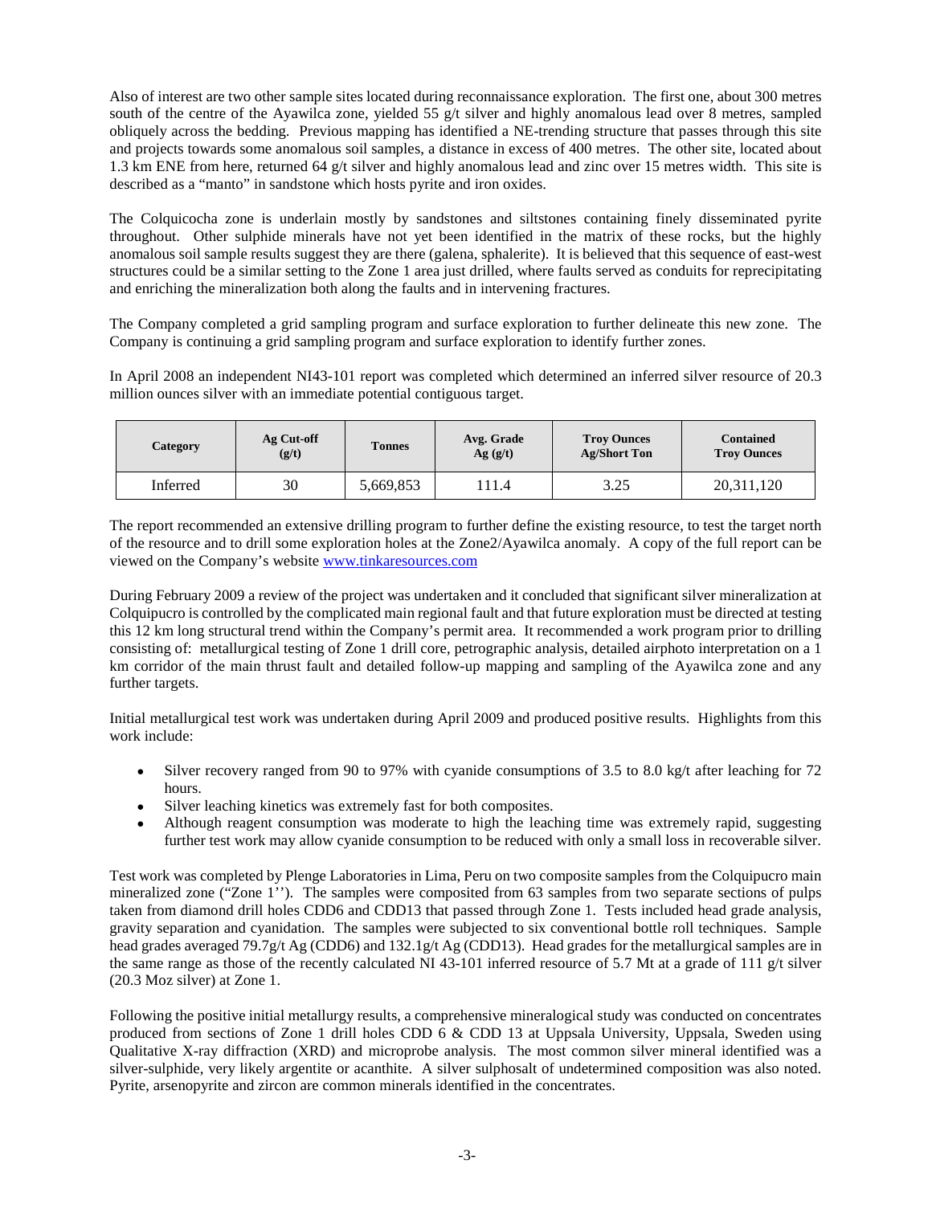Also of interest are two other sample sites located during reconnaissance exploration. The first one, about 300 metres south of the centre of the Ayawilca zone, yielded 55 g/t silver and highly anomalous lead over 8 metres, sampled obliquely across the bedding. Previous mapping has identified a NE-trending structure that passes through this site and projects towards some anomalous soil samples, a distance in excess of 400 metres. The other site, located about 1.3 km ENE from here, returned 64 g/t silver and highly anomalous lead and zinc over 15 metres width. This site is described as a "manto" in sandstone which hosts pyrite and iron oxides.

The Colquicocha zone is underlain mostly by sandstones and siltstones containing finely disseminated pyrite throughout. Other sulphide minerals have not yet been identified in the matrix of these rocks, but the highly anomalous soil sample results suggest they are there (galena, sphalerite). It is believed that this sequence of east-west structures could be a similar setting to the Zone 1 area just drilled, where faults served as conduits for reprecipitating and enriching the mineralization both along the faults and in intervening fractures.

The Company completed a grid sampling program and surface exploration to further delineate this new zone. The Company is continuing a grid sampling program and surface exploration to identify further zones.

In April 2008 an independent NI43-101 report was completed which determined an inferred silver resource of 20.3 million ounces silver with an immediate potential contiguous target.

| Category | Ag Cut-off (g/t) | Tonnes | Avg. Grade Ag (g/t) | Troy Ounces Ag/Short Ton | Contained Troy Ounces |
|---|---|---|---|---|---|
| Inferred | 30 | 5,669,853 | 111.4 | 3.25 | 20,311,120 |

The report recommended an extensive drilling program to further define the existing resource, to test the target north of the resource and to drill some exploration holes at the Zone2/Ayawilca anomaly. A copy of the full report can be viewed on the Company's website www.tinkaresources.com

During February 2009 a review of the project was undertaken and it concluded that significant silver mineralization at Colquipucro is controlled by the complicated main regional fault and that future exploration must be directed at testing this 12 km long structural trend within the Company's permit area. It recommended a work program prior to drilling consisting of: metallurgical testing of Zone 1 drill core, petrographic analysis, detailed airphoto interpretation on a 1 km corridor of the main thrust fault and detailed follow-up mapping and sampling of the Ayawilca zone and any further targets.

Initial metallurgical test work was undertaken during April 2009 and produced positive results. Highlights from this work include:

- Silver recovery ranged from 90 to 97% with cyanide consumptions of 3.5 to 8.0 kg/t after leaching for 72 hours.
- Silver leaching kinetics was extremely fast for both composites.
- Although reagent consumption was moderate to high the leaching time was extremely rapid, suggesting further test work may allow cyanide consumption to be reduced with only a small loss in recoverable silver.

Test work was completed by Plenge Laboratories in Lima, Peru on two composite samples from the Colquipucro main mineralized zone ("Zone 1''). The samples were composited from 63 samples from two separate sections of pulps taken from diamond drill holes CDD6 and CDD13 that passed through Zone 1. Tests included head grade analysis, gravity separation and cyanidation. The samples were subjected to six conventional bottle roll techniques. Sample head grades averaged 79.7g/t Ag (CDD6) and 132.1g/t Ag (CDD13). Head grades for the metallurgical samples are in the same range as those of the recently calculated NI 43-101 inferred resource of 5.7 Mt at a grade of 111 g/t silver (20.3 Moz silver) at Zone 1.

Following the positive initial metallurgy results, a comprehensive mineralogical study was conducted on concentrates produced from sections of Zone 1 drill holes CDD 6 & CDD 13 at Uppsala University, Uppsala, Sweden using Qualitative X-ray diffraction (XRD) and microprobe analysis. The most common silver mineral identified was a silver-sulphide, very likely argentite or acanthite. A silver sulphosalt of undetermined composition was also noted. Pyrite, arsenopyrite and zircon are common minerals identified in the concentrates.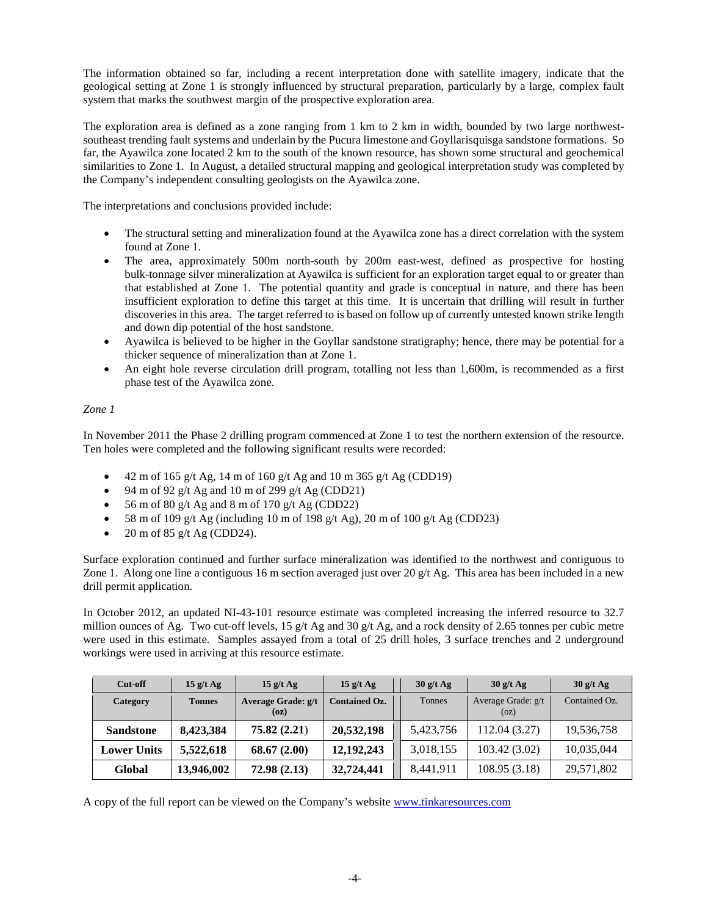The information obtained so far, including a recent interpretation done with satellite imagery, indicate that the geological setting at Zone 1 is strongly influenced by structural preparation, particularly by a large, complex fault system that marks the southwest margin of the prospective exploration area.

The exploration area is defined as a zone ranging from 1 km to 2 km in width, bounded by two large northwest-southeast trending fault systems and underlain by the Pucura limestone and Goyllarisquisga sandstone formations. So far, the Ayawilca zone located 2 km to the south of the known resource, has shown some structural and geochemical similarities to Zone 1. In August, a detailed structural mapping and geological interpretation study was completed by the Company's independent consulting geologists on the Ayawilca zone.

The interpretations and conclusions provided include:

- The structural setting and mineralization found at the Ayawilca zone has a direct correlation with the system found at Zone 1.
- The area, approximately 500m north-south by 200m east-west, defined as prospective for hosting bulk-tonnage silver mineralization at Ayawilca is sufficient for an exploration target equal to or greater than that established at Zone 1. The potential quantity and grade is conceptual in nature, and there has been insufficient exploration to define this target at this time. It is uncertain that drilling will result in further discoveries in this area. The target referred to is based on follow up of currently untested known strike length and down dip potential of the host sandstone.
- Ayawilca is believed to be higher in the Goyllar sandstone stratigraphy; hence, there may be potential for a thicker sequence of mineralization than at Zone 1.
- An eight hole reverse circulation drill program, totalling not less than 1,600m, is recommended as a first phase test of the Ayawilca zone.

*Zone 1*

In November 2011 the Phase 2 drilling program commenced at Zone 1 to test the northern extension of the resource. Ten holes were completed and the following significant results were recorded:

- 42 m of 165 g/t Ag, 14 m of 160 g/t Ag and 10 m 365 g/t Ag (CDD19)
- 94 m of 92 g/t Ag and 10 m of 299 g/t Ag (CDD21)
- 56 m of 80 g/t Ag and 8 m of 170 g/t Ag (CDD22)
- 58 m of 109 g/t Ag (including 10 m of 198 g/t Ag), 20 m of 100 g/t Ag (CDD23)
- 20 m of 85 g/t Ag (CDD24).

Surface exploration continued and further surface mineralization was identified to the northwest and contiguous to Zone 1. Along one line a contiguous 16 m section averaged just over 20 g/t Ag. This area has been included in a new drill permit application.

In October 2012, an updated NI-43-101 resource estimate was completed increasing the inferred resource to 32.7 million ounces of Ag. Two cut-off levels, 15 g/t Ag and 30 g/t Ag, and a rock density of 2.65 tonnes per cubic metre were used in this estimate. Samples assayed from a total of 25 drill holes, 3 surface trenches and 2 underground workings were used in arriving at this resource estimate.

| **Cut-off** | **15 g/t Ag** | **15 g/t Ag** | **15 g/t Ag** | 30 g/t Ag | 30 g/t Ag | 30 g/t Ag |
|---|---|---|---|---|---|---|
| **Category** | **Tonnes** | **Average Grade: g/t (oz)** | **Contained Oz.** | Tonnes | Average Grade: g/t (oz) | Contained Oz. |
| **Sandstone** | **8,423,384** | **75.82 (2.21)** | **20,532,198** | 5,423,756 | 112.04 (3.27) | 19,536,758 |
| **Lower Units** | **5,522,618** | **68.67 (2.00)** | **12,192,243** | 3,018,155 | 103.42 (3.02) | 10,035,044 |
| **Global** | **13,946,002** | **72.98 (2.13)** | **32,724,441** | 8,441,911 | 108.95 (3.18) | 29,571,802 |

A copy of the full report can be viewed on the Company's website [www.tinkaresources.com](http://www.tinkaresources.com)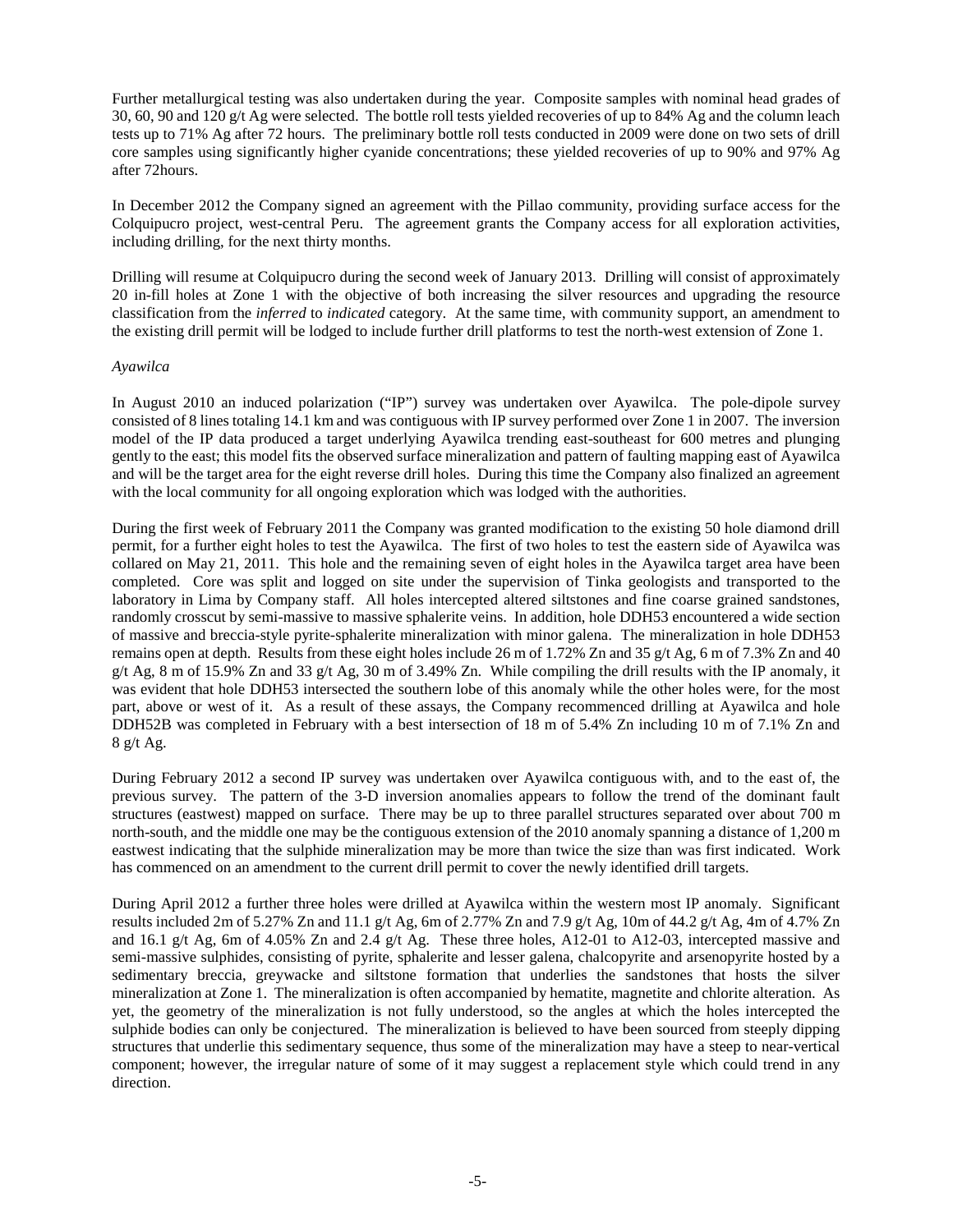Further metallurgical testing was also undertaken during the year. Composite samples with nominal head grades of 30, 60, 90 and 120 g/t Ag were selected. The bottle roll tests yielded recoveries of up to 84% Ag and the column leach tests up to 71% Ag after 72 hours. The preliminary bottle roll tests conducted in 2009 were done on two sets of drill core samples using significantly higher cyanide concentrations; these yielded recoveries of up to 90% and 97% Ag after 72hours.

In December 2012 the Company signed an agreement with the Pillao community, providing surface access for the Colquipucro project, west-central Peru. The agreement grants the Company access for all exploration activities, including drilling, for the next thirty months.

Drilling will resume at Colquipucro during the second week of January 2013. Drilling will consist of approximately 20 in-fill holes at Zone 1 with the objective of both increasing the silver resources and upgrading the resource classification from the *inferred* to *indicated* category. At the same time, with community support, an amendment to the existing drill permit will be lodged to include further drill platforms to test the north-west extension of Zone 1.

*Ayawilca*

In August 2010 an induced polarization ("IP") survey was undertaken over Ayawilca. The pole-dipole survey consisted of 8 lines totaling 14.1 km and was contiguous with IP survey performed over Zone 1 in 2007. The inversion model of the IP data produced a target underlying Ayawilca trending east-southeast for 600 metres and plunging gently to the east; this model fits the observed surface mineralization and pattern of faulting mapping east of Ayawilca and will be the target area for the eight reverse drill holes. During this time the Company also finalized an agreement with the local community for all ongoing exploration which was lodged with the authorities.

During the first week of February 2011 the Company was granted modification to the existing 50 hole diamond drill permit, for a further eight holes to test the Ayawilca. The first of two holes to test the eastern side of Ayawilca was collared on May 21, 2011. This hole and the remaining seven of eight holes in the Ayawilca target area have been completed. Core was split and logged on site under the supervision of Tinka geologists and transported to the laboratory in Lima by Company staff. All holes intercepted altered siltstones and fine coarse grained sandstones, randomly crosscut by semi-massive to massive sphalerite veins. In addition, hole DDH53 encountered a wide section of massive and breccia-style pyrite-sphalerite mineralization with minor galena. The mineralization in hole DDH53 remains open at depth. Results from these eight holes include 26 m of 1.72% Zn and 35 g/t Ag, 6 m of 7.3% Zn and 40 g/t Ag, 8 m of 15.9% Zn and 33 g/t Ag, 30 m of 3.49% Zn. While compiling the drill results with the IP anomaly, it was evident that hole DDH53 intersected the southern lobe of this anomaly while the other holes were, for the most part, above or west of it. As a result of these assays, the Company recommenced drilling at Ayawilca and hole DDH52B was completed in February with a best intersection of 18 m of 5.4% Zn including 10 m of 7.1% Zn and 8 g/t Ag.

During February 2012 a second IP survey was undertaken over Ayawilca contiguous with, and to the east of, the previous survey. The pattern of the 3-D inversion anomalies appears to follow the trend of the dominant fault structures (eastwest) mapped on surface. There may be up to three parallel structures separated over about 700 m north-south, and the middle one may be the contiguous extension of the 2010 anomaly spanning a distance of 1,200 m eastwest indicating that the sulphide mineralization may be more than twice the size than was first indicated. Work has commenced on an amendment to the current drill permit to cover the newly identified drill targets.

During April 2012 a further three holes were drilled at Ayawilca within the western most IP anomaly. Significant results included 2m of 5.27% Zn and 11.1 g/t Ag, 6m of 2.77% Zn and 7.9 g/t Ag, 10m of 44.2 g/t Ag, 4m of 4.7% Zn and 16.1 g/t Ag, 6m of 4.05% Zn and 2.4 g/t Ag. These three holes, A12-01 to A12-03, intercepted massive and semi-massive sulphides, consisting of pyrite, sphalerite and lesser galena, chalcopyrite and arsenopyrite hosted by a sedimentary breccia, greywacke and siltstone formation that underlies the sandstones that hosts the silver mineralization at Zone 1. The mineralization is often accompanied by hematite, magnetite and chlorite alteration. As yet, the geometry of the mineralization is not fully understood, so the angles at which the holes intercepted the sulphide bodies can only be conjectured. The mineralization is believed to have been sourced from steeply dipping structures that underlie this sedimentary sequence, thus some of the mineralization may have a steep to near-vertical component; however, the irregular nature of some of it may suggest a replacement style which could trend in any direction.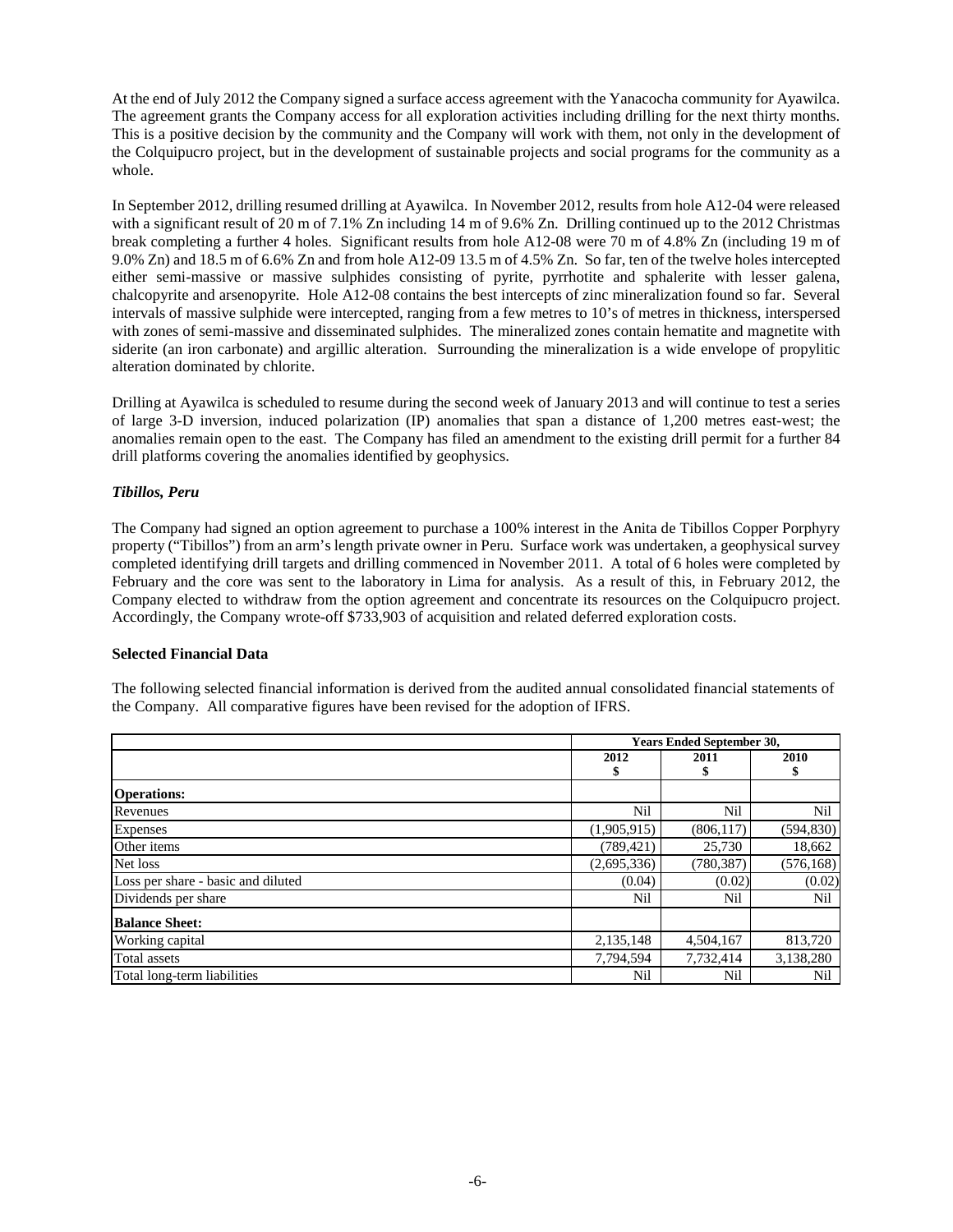At the end of July 2012 the Company signed a surface access agreement with the Yanacocha community for Ayawilca. The agreement grants the Company access for all exploration activities including drilling for the next thirty months. This is a positive decision by the community and the Company will work with them, not only in the development of the Colquipucro project, but in the development of sustainable projects and social programs for the community as a whole.

In September 2012, drilling resumed drilling at Ayawilca. In November 2012, results from hole A12-04 were released with a significant result of 20 m of 7.1% Zn including 14 m of 9.6% Zn. Drilling continued up to the 2012 Christmas break completing a further 4 holes. Significant results from hole A12-08 were 70 m of 4.8% Zn (including 19 m of 9.0% Zn) and 18.5 m of 6.6% Zn and from hole A12-09 13.5 m of 4.5% Zn. So far, ten of the twelve holes intercepted either semi-massive or massive sulphides consisting of pyrite, pyrrhotite and sphalerite with lesser galena, chalcopyrite and arsenopyrite. Hole A12-08 contains the best intercepts of zinc mineralization found so far. Several intervals of massive sulphide were intercepted, ranging from a few metres to 10's of metres in thickness, interspersed with zones of semi-massive and disseminated sulphides. The mineralized zones contain hematite and magnetite with siderite (an iron carbonate) and argillic alteration. Surrounding the mineralization is a wide envelope of propylitic alteration dominated by chlorite.

Drilling at Ayawilca is scheduled to resume during the second week of January 2013 and will continue to test a series of large 3-D inversion, induced polarization (IP) anomalies that span a distance of 1,200 metres east-west; the anomalies remain open to the east. The Company has filed an amendment to the existing drill permit for a further 84 drill platforms covering the anomalies identified by geophysics.

***Tibillos, Peru***

The Company had signed an option agreement to purchase a 100% interest in the Anita de Tibillos Copper Porphyry property ("Tibillos") from an arm's length private owner in Peru. Surface work was undertaken, a geophysical survey completed identifying drill targets and drilling commenced in November 2011. A total of 6 holes were completed by February and the core was sent to the laboratory in Lima for analysis. As a result of this, in February 2012, the Company elected to withdraw from the option agreement and concentrate its resources on the Colquipucro project. Accordingly, the Company wrote-off $733,903 of acquisition and related deferred exploration costs.

**Selected Financial Data**

The following selected financial information is derived from the audited annual consolidated financial statements of the Company. All comparative figures have been revised for the adoption of IFRS.

| | Years Ended September 30, | | |
|---|---|---|---|
| | 2012<br>$ | 2011<br>$ | 2010<br>$ |
| **Operations:** | | | |
| Revenues | Nil | Nil | Nil |
| Expenses | (1,905,915) | (806,117) | (594,830) |
| Other items | (789,421) | 25,730 | 18,662 |
| Net loss | (2,695,336) | (780,387) | (576,168) |
| Loss per share - basic and diluted | (0.04) | (0.02) | (0.02) |
| Dividends per share | Nil | Nil | Nil |
| **Balance Sheet:** | | | |
| Working capital | 2,135,148 | 4,504,167 | 813,720 |
| Total assets | 7,794,594 | 7,732,414 | 3,138,280 |
| Total long-term liabilities | Nil | Nil | Nil |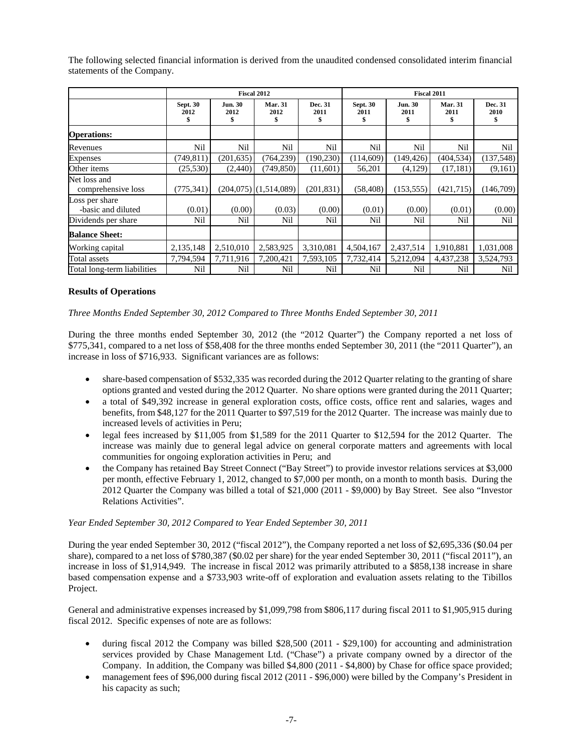The following selected financial information is derived from the unaudited condensed consolidated interim financial statements of the Company.

| | Fiscal 2012 | | | | Fiscal 2011 | | | |
|---|---|---|---|---|---|---|---|---|
| | Sept. 30 2012 $ | Jun. 30 2012 $ | Mar. 31 2012 $ | Dec. 31 2011 $ | Sept. 30 2011 $ | Jun. 30 2011 $ | Mar. 31 2011 $ | Dec. 31 2010 $ |
| **Operations:** | | | | | | | | |
| Revenues | Nil | Nil | Nil | Nil | Nil | Nil | Nil | Nil |
| Expenses | (749,811) | (201,635) | (764,239) | (190,230) | (114,609) | (149,426) | (404,534) | (137,548) |
| Other items | (25,530) | (2,440) | (749,850) | (11,601) | 56,201 | (4,129) | (17,181) | (9,161) |
| Net loss and comprehensive loss | (775,341) | (204,075) | (1,514,089) | (201,831) | (58,408) | (153,555) | (421,715) | (146,709) |
| Loss per share -basic and diluted | (0.01) | (0.00) | (0.03) | (0.00) | (0.01) | (0.00) | (0.01) | (0.00) |
| Dividends per share | Nil | Nil | Nil | Nil | Nil | Nil | Nil | Nil |
| **Balance Sheet:** | | | | | | | | |
| Working capital | 2,135,148 | 2,510,010 | 2,583,925 | 3,310,081 | 4,504,167 | 2,437,514 | 1,910,881 | 1,031,008 |
| Total assets | 7,794,594 | 7,711,916 | 7,200,421 | 7,593,105 | 7,732,414 | 5,212,094 | 4,437,238 | 3,524,793 |
| Total long-term liabilities | Nil | Nil | Nil | Nil | Nil | Nil | Nil | Nil |

### Results of Operations

*Three Months Ended September 30, 2012 Compared to Three Months Ended September 30, 2011*

During the three months ended September 30, 2012 (the "2012 Quarter") the Company reported a net loss of $775,341, compared to a net loss of $58,408 for the three months ended September 30, 2011 (the "2011 Quarter"), an increase in loss of $716,933. Significant variances are as follows:

- share-based compensation of $532,335 was recorded during the 2012 Quarter relating to the granting of share options granted and vested during the 2012 Quarter. No share options were granted during the 2011 Quarter;
- a total of $49,392 increase in general exploration costs, office costs, office rent and salaries, wages and benefits, from $48,127 for the 2011 Quarter to $97,519 for the 2012 Quarter. The increase was mainly due to increased levels of activities in Peru;
- legal fees increased by $11,005 from $1,589 for the 2011 Quarter to $12,594 for the 2012 Quarter. The increase was mainly due to general legal advice on general corporate matters and agreements with local communities for ongoing exploration activities in Peru; and
- the Company has retained Bay Street Connect ("Bay Street") to provide investor relations services at $3,000 per month, effective February 1, 2012, changed to $7,000 per month, on a month to month basis. During the 2012 Quarter the Company was billed a total of $21,000 (2011 - $9,000) by Bay Street. See also "Investor Relations Activities".

*Year Ended September 30, 2012 Compared to Year Ended September 30, 2011*

During the year ended September 30, 2012 ("fiscal 2012"), the Company reported a net loss of $2,695,336 ($0.04 per share), compared to a net loss of $780,387 ($0.02 per share) for the year ended September 30, 2011 ("fiscal 2011"), an increase in loss of $1,914,949. The increase in fiscal 2012 was primarily attributed to a $858,138 increase in share based compensation expense and a $733,903 write-off of exploration and evaluation assets relating to the Tibillos Project.

General and administrative expenses increased by $1,099,798 from $806,117 during fiscal 2011 to $1,905,915 during fiscal 2012. Specific expenses of note are as follows:

- during fiscal 2012 the Company was billed $28,500 (2011 - $29,100) for accounting and administration services provided by Chase Management Ltd. ("Chase") a private company owned by a director of the Company. In addition, the Company was billed $4,800 (2011 - $4,800) by Chase for office space provided;
- management fees of $96,000 during fiscal 2012 (2011 - $96,000) were billed by the Company's President in his capacity as such;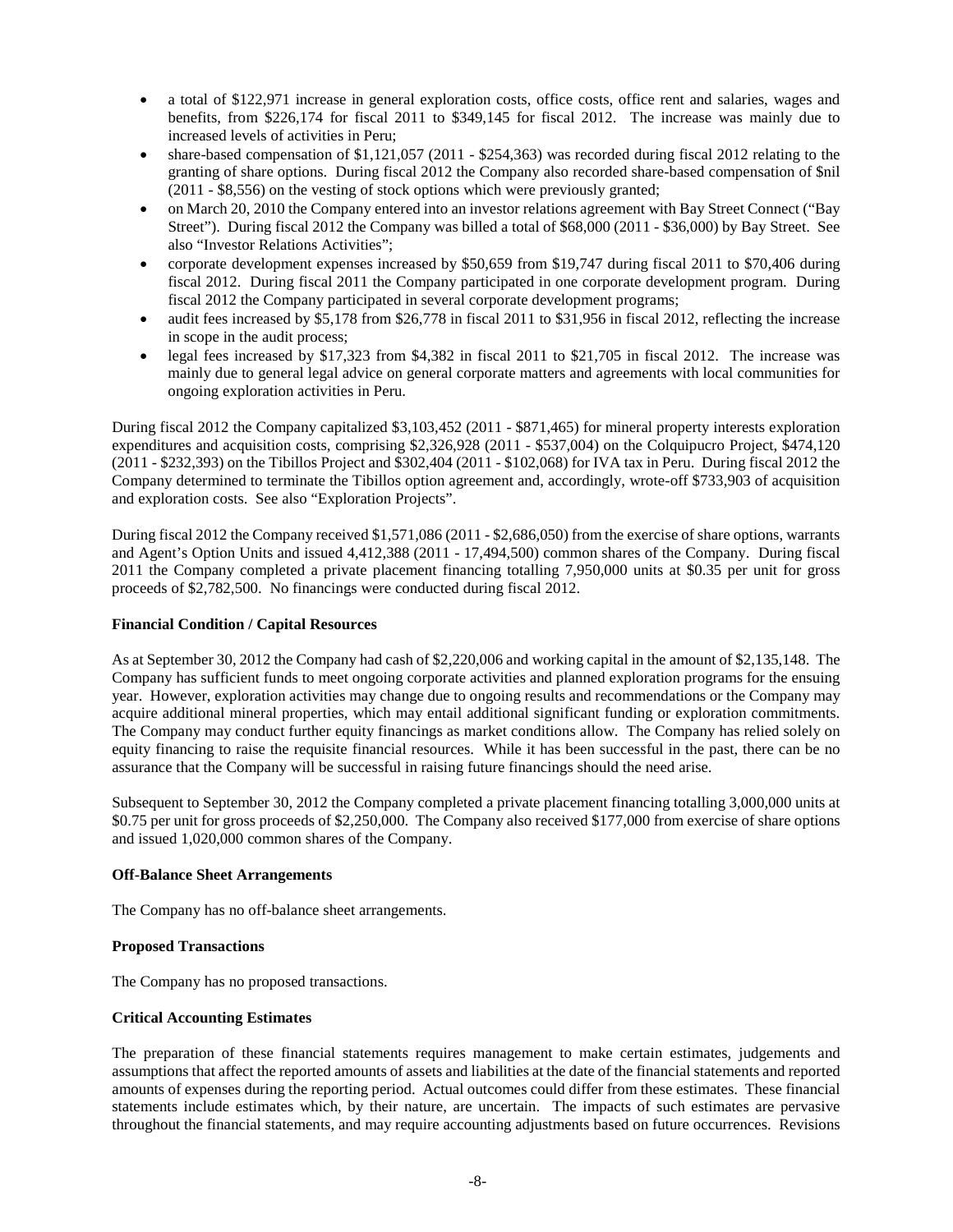- a total of $122,971 increase in general exploration costs, office costs, office rent and salaries, wages and benefits, from $226,174 for fiscal 2011 to $349,145 for fiscal 2012. The increase was mainly due to increased levels of activities in Peru;
- share-based compensation of $1,121,057 (2011 - $254,363) was recorded during fiscal 2012 relating to the granting of share options. During fiscal 2012 the Company also recorded share-based compensation of $nil (2011 - $8,556) on the vesting of stock options which were previously granted;
- on March 20, 2010 the Company entered into an investor relations agreement with Bay Street Connect ("Bay Street"). During fiscal 2012 the Company was billed a total of $68,000 (2011 - $36,000) by Bay Street. See also "Investor Relations Activities";
- corporate development expenses increased by $50,659 from $19,747 during fiscal 2011 to $70,406 during fiscal 2012. During fiscal 2011 the Company participated in one corporate development program. During fiscal 2012 the Company participated in several corporate development programs;
- audit fees increased by $5,178 from $26,778 in fiscal 2011 to $31,956 in fiscal 2012, reflecting the increase in scope in the audit process;
- legal fees increased by $17,323 from $4,382 in fiscal 2011 to $21,705 in fiscal 2012. The increase was mainly due to general legal advice on general corporate matters and agreements with local communities for ongoing exploration activities in Peru.

During fiscal 2012 the Company capitalized $3,103,452 (2011 - $871,465) for mineral property interests exploration expenditures and acquisition costs, comprising $2,326,928 (2011 - $537,004) on the Colquipucro Project, $474,120 (2011 - $232,393) on the Tibillos Project and $302,404 (2011 - $102,068) for IVA tax in Peru. During fiscal 2012 the Company determined to terminate the Tibillos option agreement and, accordingly, wrote-off $733,903 of acquisition and exploration costs. See also "Exploration Projects".

During fiscal 2012 the Company received $1,571,086 (2011 - $2,686,050) from the exercise of share options, warrants and Agent's Option Units and issued 4,412,388 (2011 - 17,494,500) common shares of the Company. During fiscal 2011 the Company completed a private placement financing totalling 7,950,000 units at $0.35 per unit for gross proceeds of $2,782,500. No financings were conducted during fiscal 2012.

**Financial Condition / Capital Resources**

As at September 30, 2012 the Company had cash of $2,220,006 and working capital in the amount of $2,135,148. The Company has sufficient funds to meet ongoing corporate activities and planned exploration programs for the ensuing year. However, exploration activities may change due to ongoing results and recommendations or the Company may acquire additional mineral properties, which may entail additional significant funding or exploration commitments. The Company may conduct further equity financings as market conditions allow. The Company has relied solely on equity financing to raise the requisite financial resources. While it has been successful in the past, there can be no assurance that the Company will be successful in raising future financings should the need arise.

Subsequent to September 30, 2012 the Company completed a private placement financing totalling 3,000,000 units at $0.75 per unit for gross proceeds of $2,250,000. The Company also received $177,000 from exercise of share options and issued 1,020,000 common shares of the Company.

**Off-Balance Sheet Arrangements**

The Company has no off-balance sheet arrangements.

**Proposed Transactions**

The Company has no proposed transactions.

**Critical Accounting Estimates**

The preparation of these financial statements requires management to make certain estimates, judgements and assumptions that affect the reported amounts of assets and liabilities at the date of the financial statements and reported amounts of expenses during the reporting period. Actual outcomes could differ from these estimates. These financial statements include estimates which, by their nature, are uncertain. The impacts of such estimates are pervasive throughout the financial statements, and may require accounting adjustments based on future occurrences. Revisions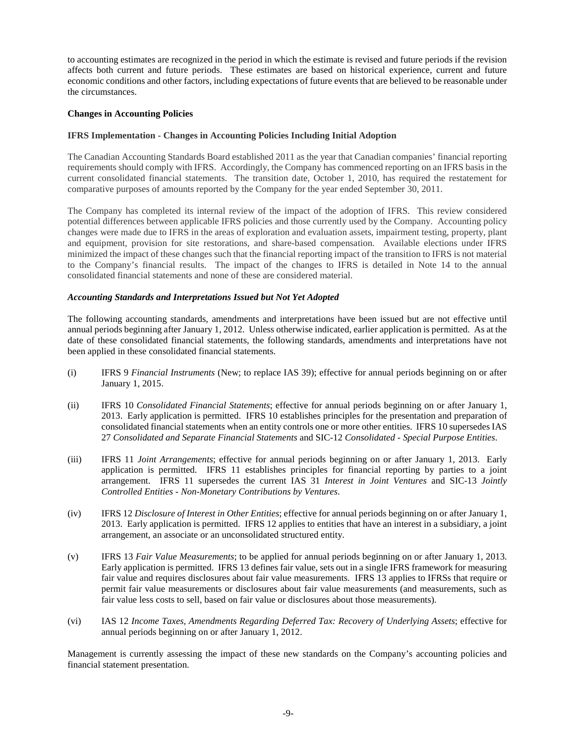to accounting estimates are recognized in the period in which the estimate is revised and future periods if the revision affects both current and future periods. These estimates are based on historical experience, current and future economic conditions and other factors, including expectations of future events that are believed to be reasonable under the circumstances.

**Changes in Accounting Policies**

**IFRS Implementation - Changes in Accounting Policies Including Initial Adoption**

The Canadian Accounting Standards Board established 2011 as the year that Canadian companies' financial reporting requirements should comply with IFRS. Accordingly, the Company has commenced reporting on an IFRS basis in the current consolidated financial statements. The transition date, October 1, 2010, has required the restatement for comparative purposes of amounts reported by the Company for the year ended September 30, 2011.

The Company has completed its internal review of the impact of the adoption of IFRS. This review considered potential differences between applicable IFRS policies and those currently used by the Company. Accounting policy changes were made due to IFRS in the areas of exploration and evaluation assets, impairment testing, property, plant and equipment, provision for site restorations, and share-based compensation. Available elections under IFRS minimized the impact of these changes such that the financial reporting impact of the transition to IFRS is not material to the Company's financial results. The impact of the changes to IFRS is detailed in Note 14 to the annual consolidated financial statements and none of these are considered material.

***Accounting Standards and Interpretations Issued but Not Yet Adopted***

The following accounting standards, amendments and interpretations have been issued but are not effective until annual periods beginning after January 1, 2012. Unless otherwise indicated, earlier application is permitted. As at the date of these consolidated financial statements, the following standards, amendments and interpretations have not been applied in these consolidated financial statements.

(i) IFRS 9 *Financial Instruments* (New; to replace IAS 39); effective for annual periods beginning on or after January 1, 2015.

(ii) IFRS 10 *Consolidated Financial Statements*; effective for annual periods beginning on or after January 1, 2013. Early application is permitted. IFRS 10 establishes principles for the presentation and preparation of consolidated financial statements when an entity controls one or more other entities. IFRS 10 supersedes IAS 27 *Consolidated and Separate Financial Statements* and SIC-12 *Consolidated - Special Purpose Entities*.

(iii) IFRS 11 *Joint Arrangements*; effective for annual periods beginning on or after January 1, 2013. Early application is permitted. IFRS 11 establishes principles for financial reporting by parties to a joint arrangement. IFRS 11 supersedes the current IAS 31 *Interest in Joint Ventures* and SIC-13 *Jointly Controlled Entities - Non-Monetary Contributions by Ventures*.

(iv) IFRS 12 *Disclosure of Interest in Other Entities*; effective for annual periods beginning on or after January 1, 2013. Early application is permitted. IFRS 12 applies to entities that have an interest in a subsidiary, a joint arrangement, an associate or an unconsolidated structured entity.

(v) IFRS 13 *Fair Value Measurements*; to be applied for annual periods beginning on or after January 1, 2013. Early application is permitted. IFRS 13 defines fair value, sets out in a single IFRS framework for measuring fair value and requires disclosures about fair value measurements. IFRS 13 applies to IFRSs that require or permit fair value measurements or disclosures about fair value measurements (and measurements, such as fair value less costs to sell, based on fair value or disclosures about those measurements).

(vi) IAS 12 *Income Taxes, Amendments Regarding Deferred Tax: Recovery of Underlying Assets*; effective for annual periods beginning on or after January 1, 2012.

Management is currently assessing the impact of these new standards on the Company's accounting policies and financial statement presentation.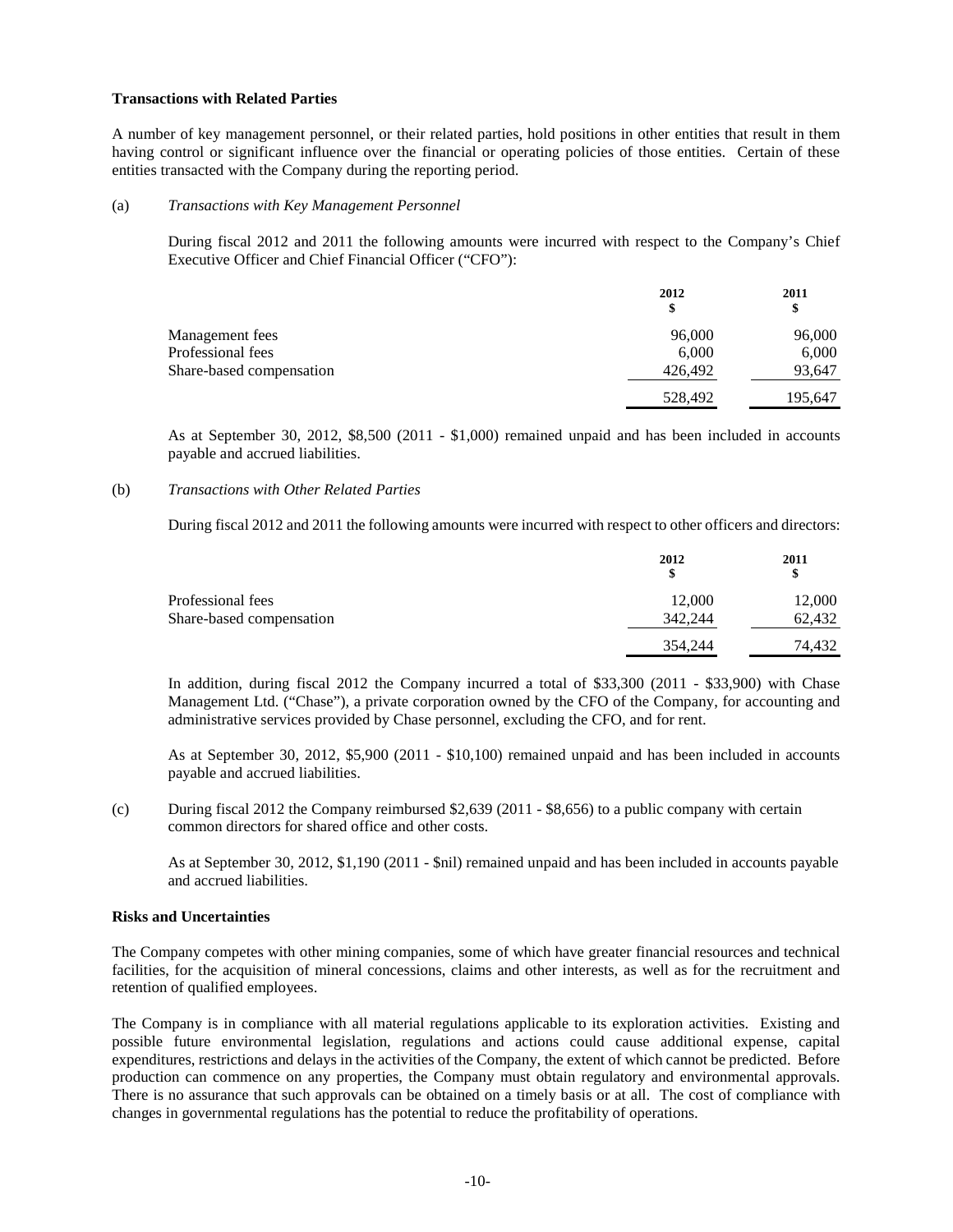**Transactions with Related Parties**

A number of key management personnel, or their related parties, hold positions in other entities that result in them having control or significant influence over the financial or operating policies of those entities. Certain of these entities transacted with the Company during the reporting period.

(a) *Transactions with Key Management Personnel*

During fiscal 2012 and 2011 the following amounts were incurred with respect to the Company's Chief Executive Officer and Chief Financial Officer ("CFO"):

| | 2012<br>$ | 2011<br>$ |
|---|---|---|
| Management fees | 96,000 | 96,000 |
| Professional fees | 6,000 | 6,000 |
| Share-based compensation | 426,492 | 93,647 |
| | 528,492 | 195,647 |

As at September 30, 2012, $8,500 (2011 - $1,000) remained unpaid and has been included in accounts payable and accrued liabilities.

(b) *Transactions with Other Related Parties*

During fiscal 2012 and 2011 the following amounts were incurred with respect to other officers and directors:

| | 2012<br>$ | 2011<br>$ |
|---|---|---|
| Professional fees | 12,000 | 12,000 |
| Share-based compensation | 342,244 | 62,432 |
| | 354,244 | 74,432 |

In addition, during fiscal 2012 the Company incurred a total of $33,300 (2011 - $33,900) with Chase Management Ltd. ("Chase"), a private corporation owned by the CFO of the Company, for accounting and administrative services provided by Chase personnel, excluding the CFO, and for rent.

As at September 30, 2012, $5,900 (2011 - $10,100) remained unpaid and has been included in accounts payable and accrued liabilities.

(c) During fiscal 2012 the Company reimbursed $2,639 (2011 - $8,656) to a public company with certain common directors for shared office and other costs.

As at September 30, 2012, $1,190 (2011 - $nil) remained unpaid and has been included in accounts payable and accrued liabilities.

**Risks and Uncertainties**

The Company competes with other mining companies, some of which have greater financial resources and technical facilities, for the acquisition of mineral concessions, claims and other interests, as well as for the recruitment and retention of qualified employees.

The Company is in compliance with all material regulations applicable to its exploration activities. Existing and possible future environmental legislation, regulations and actions could cause additional expense, capital expenditures, restrictions and delays in the activities of the Company, the extent of which cannot be predicted. Before production can commence on any properties, the Company must obtain regulatory and environmental approvals. There is no assurance that such approvals can be obtained on a timely basis or at all. The cost of compliance with changes in governmental regulations has the potential to reduce the profitability of operations.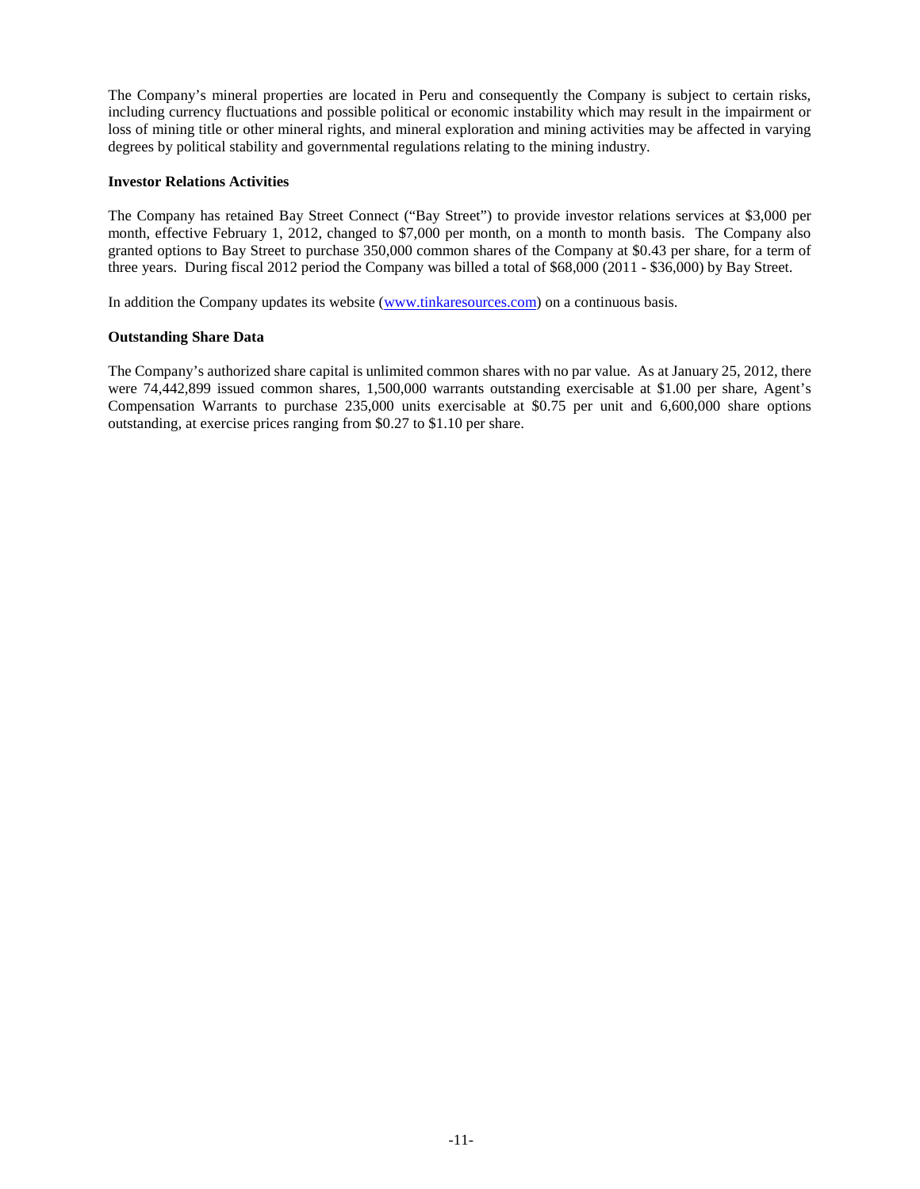The Company's mineral properties are located in Peru and consequently the Company is subject to certain risks, including currency fluctuations and possible political or economic instability which may result in the impairment or loss of mining title or other mineral rights, and mineral exploration and mining activities may be affected in varying degrees by political stability and governmental regulations relating to the mining industry.

### Investor Relations Activities

The Company has retained Bay Street Connect ("Bay Street") to provide investor relations services at $3,000 per month, effective February 1, 2012, changed to $7,000 per month, on a month to month basis. The Company also granted options to Bay Street to purchase 350,000 common shares of the Company at $0.43 per share, for a term of three years. During fiscal 2012 period the Company was billed a total of $68,000 (2011 - $36,000) by Bay Street.

In addition the Company updates its website ([www.tinkaresources.com](http://www.tinkaresources.com)) on a continuous basis.

### Outstanding Share Data

The Company's authorized share capital is unlimited common shares with no par value. As at January 25, 2012, there were 74,442,899 issued common shares, 1,500,000 warrants outstanding exercisable at $1.00 per share, Agent's Compensation Warrants to purchase 235,000 units exercisable at $0.75 per unit and 6,600,000 share options outstanding, at exercise prices ranging from $0.27 to $1.10 per share.